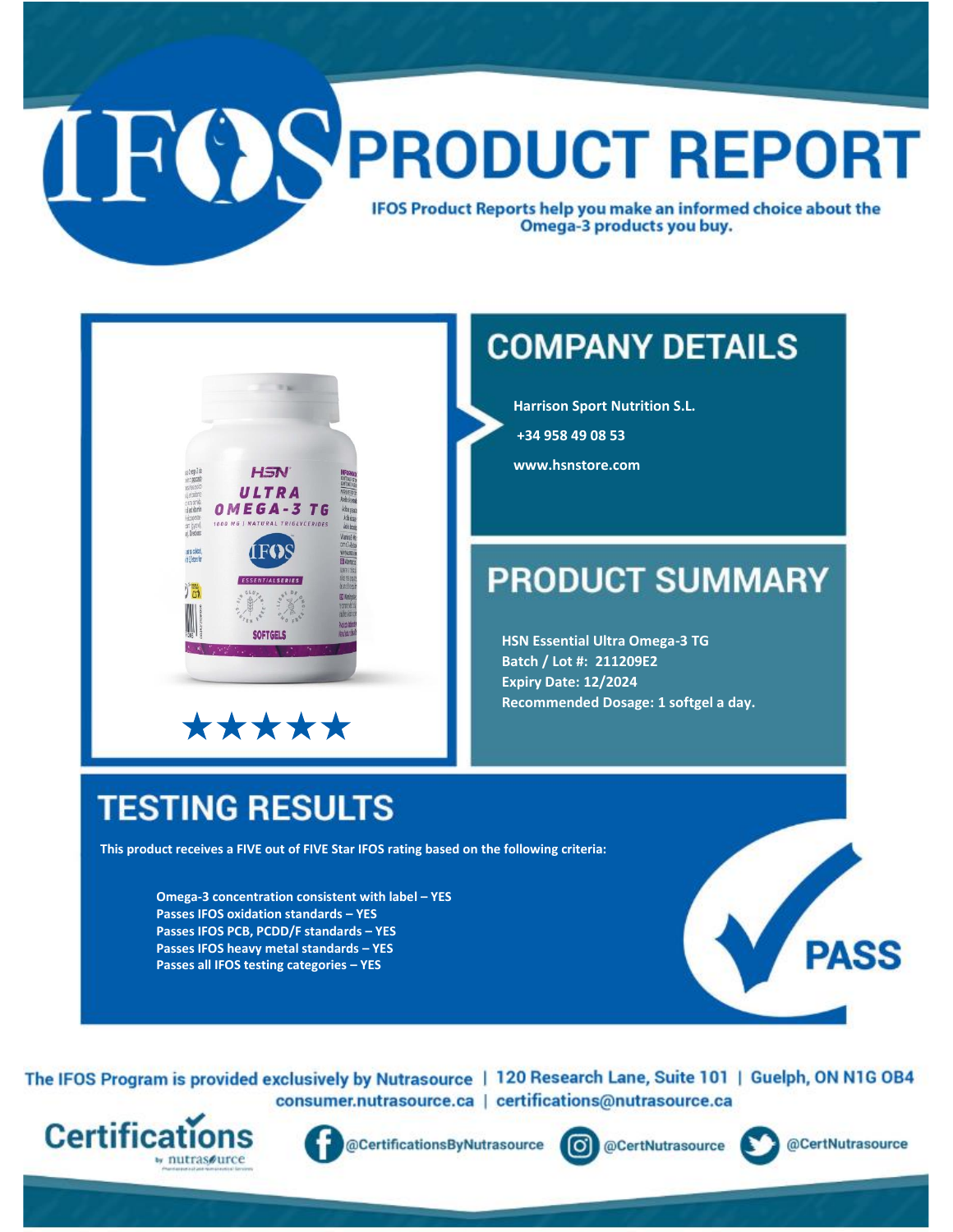# IFOS PRODUCT REPORT

IFOS Product Reports help you make an informed choice about the Omega-3 products you buy.

★★★★★

## COMPANY DETAILS

**Harrison Sport Nutrition S.L.**

**+34 958 49 08 53**

**www.hsnstore.com**

## PRODUCT SUMMARY

**HSN Essential Ultra Omega-3 TG**
**Batch / Lot #: 211209E2**
**Expiry Date: 12/2024**
**Recommended Dosage: 1 softgel a day.**

## TESTING RESULTS

**This product receives a FIVE out of FIVE Star IFOS rating based on the following criteria:**

**Omega-3 concentration consistent with label – YES**
**Passes IFOS oxidation standards – YES**
**Passes IFOS PCB, PCDD/F standards – YES**
**Passes IFOS heavy metal standards – YES**
**Passes all IFOS testing categories – YES**

PASS

The IFOS Program is provided exclusively by Nutrasource | 120 Research Lane, Suite 101 | Guelph, ON N1G OB4
consumer.nutrasource.ca | certifications@nutrasource.ca

Certifications by nutrasource

@CertificationsByNutrasource @CertNutrasource @CertNutrasource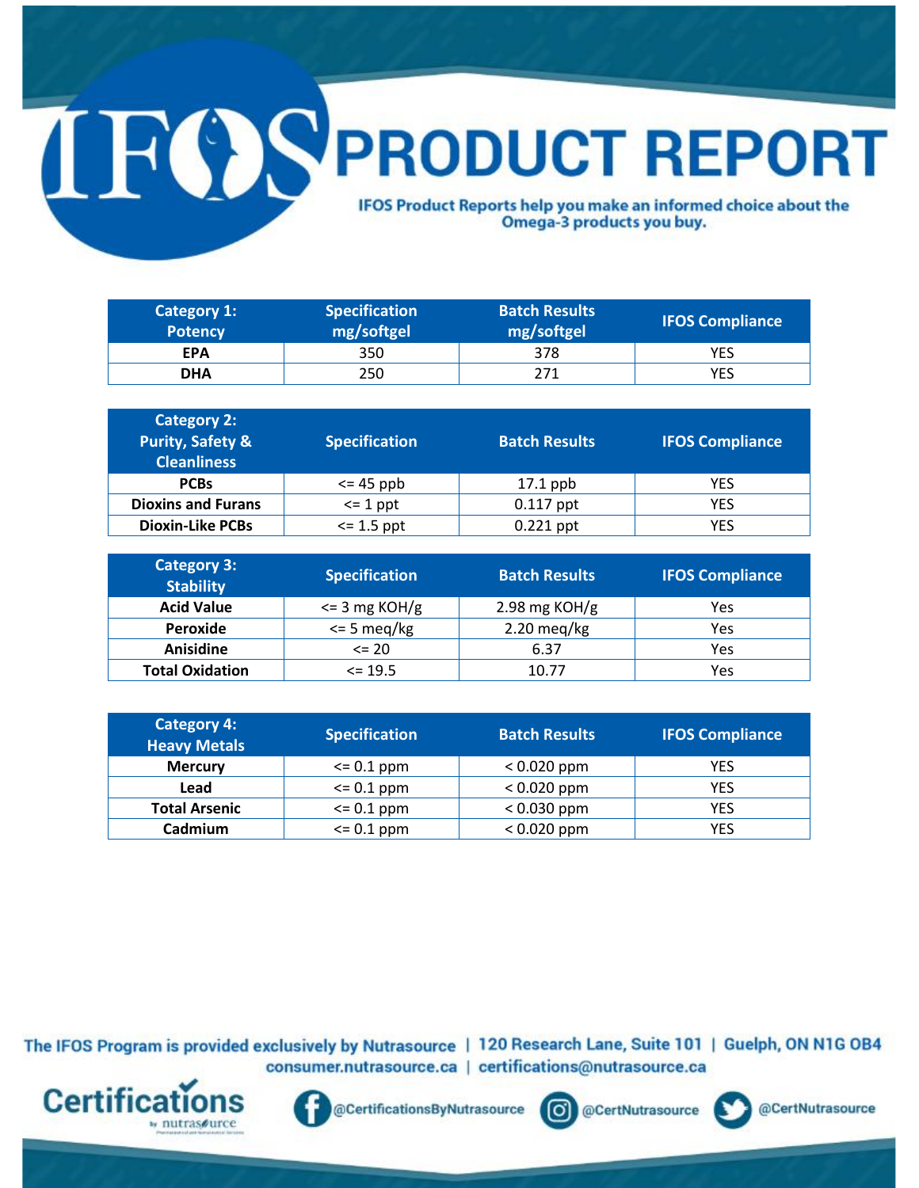# IFOS PRODUCT REPORT

IFOS Product Reports help you make an informed choice about the Omega-3 products you buy.

| Category 1: Potency | Specification mg/softgel | Batch Results mg/softgel | IFOS Compliance |
|---|---|---|---|
| EPA | 350 | 378 | YES |
| DHA | 250 | 271 | YES |

| Category 2: Purity, Safety & Cleanliness | Specification | Batch Results | IFOS Compliance |
|---|---|---|---|
| PCBs | <= 45 ppb | 17.1 ppb | YES |
| Dioxins and Furans | <= 1 ppt | 0.117 ppt | YES |
| Dioxin-Like PCBs | <= 1.5 ppt | 0.221 ppt | YES |

| Category 3: Stability | Specification | Batch Results | IFOS Compliance |
|---|---|---|---|
| Acid Value | <= 3 mg KOH/g | 2.98 mg KOH/g | Yes |
| Peroxide | <= 5 meq/kg | 2.20 meq/kg | Yes |
| Anisidine | <= 20 | 6.37 | Yes |
| Total Oxidation | <= 19.5 | 10.77 | Yes |

| Category 4: Heavy Metals | Specification | Batch Results | IFOS Compliance |
|---|---|---|---|
| Mercury | <= 0.1 ppm | < 0.020 ppm | YES |
| Lead | <= 0.1 ppm | < 0.020 ppm | YES |
| Total Arsenic | <= 0.1 ppm | < 0.030 ppm | YES |
| Cadmium | <= 0.1 ppm | < 0.020 ppm | YES |

The IFOS Program is provided exclusively by Nutrasource | 120 Research Lane, Suite 101 | Guelph, ON N1G OB4
consumer.nutrasource.ca | certifications@nutrasource.ca

Certifications by nutrasource

@CertificationsByNutrasource @CertNutrasource @CertNutrasource